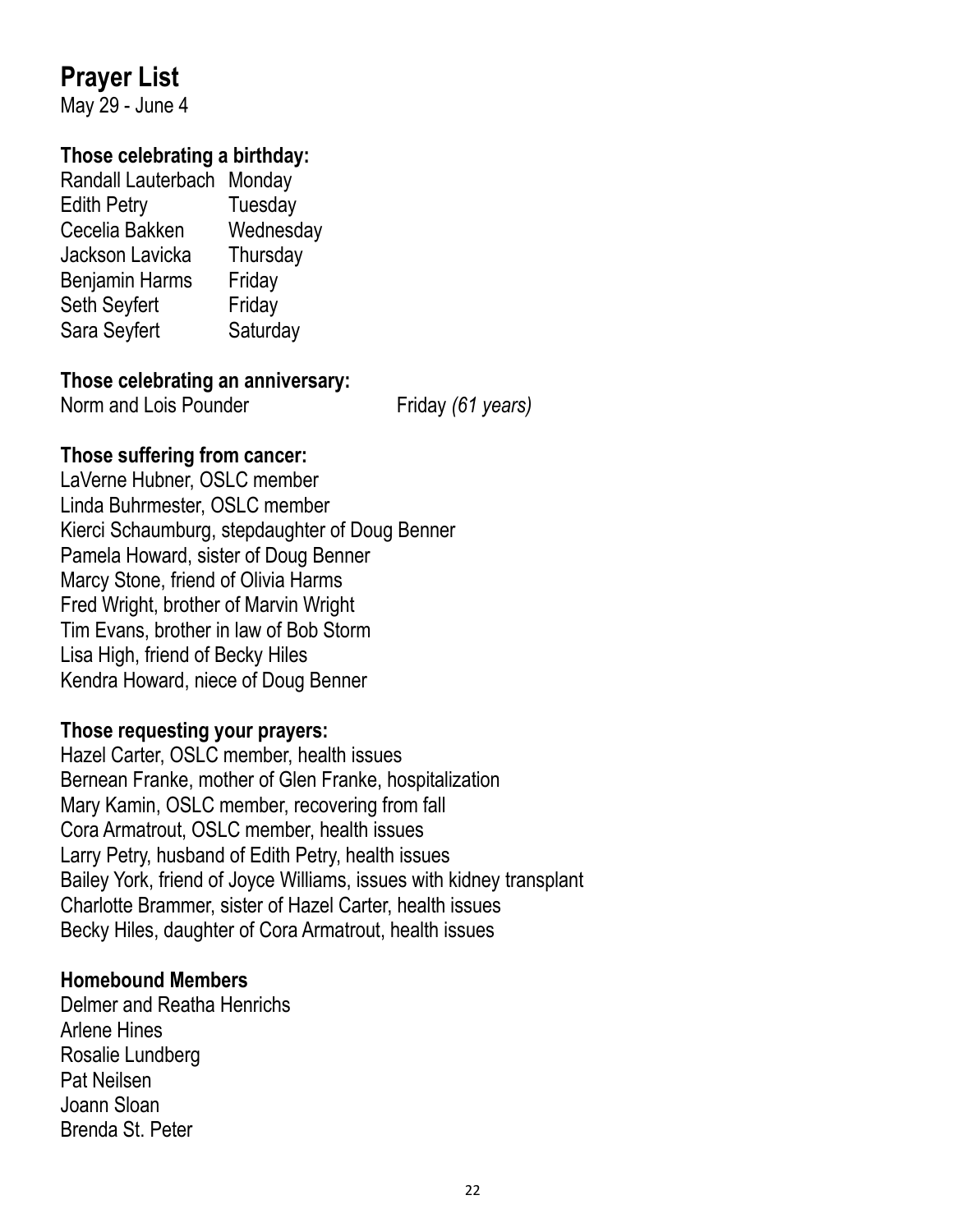# Prayer List

May 29 - June 4

### Those celebrating a birthday:

| | |
|---|---|
| Randall Lauterbach | Monday |
| Edith Petry | Tuesday |
| Cecelia Bakken | Wednesday |
| Jackson Lavicka | Thursday |
| Benjamin Harms | Friday |
| Seth Seyfert | Friday |
| Sara Seyfert | Saturday |

### Those celebrating an anniversary:

Norm and Lois Pounder — Friday *(61 years)*

### Those suffering from cancer:

LaVerne Hubner, OSLC member
Linda Buhrmester, OSLC member
Kierci Schaumburg, stepdaughter of Doug Benner
Pamela Howard, sister of Doug Benner
Marcy Stone, friend of Olivia Harms
Fred Wright, brother of Marvin Wright
Tim Evans, brother in law of Bob Storm
Lisa High, friend of Becky Hiles
Kendra Howard, niece of Doug Benner

### Those requesting your prayers:

Hazel Carter, OSLC member, health issues
Bernean Franke, mother of Glen Franke, hospitalization
Mary Kamin, OSLC member, recovering from fall
Cora Armatrout, OSLC member, health issues
Larry Petry, husband of Edith Petry, health issues
Bailey York, friend of Joyce Williams, issues with kidney transplant
Charlotte Brammer, sister of Hazel Carter, health issues
Becky Hiles, daughter of Cora Armatrout, health issues

### Homebound Members

Delmer and Reatha Henrichs
Arlene Hines
Rosalie Lundberg
Pat Neilsen
Joann Sloan
Brenda St. Peter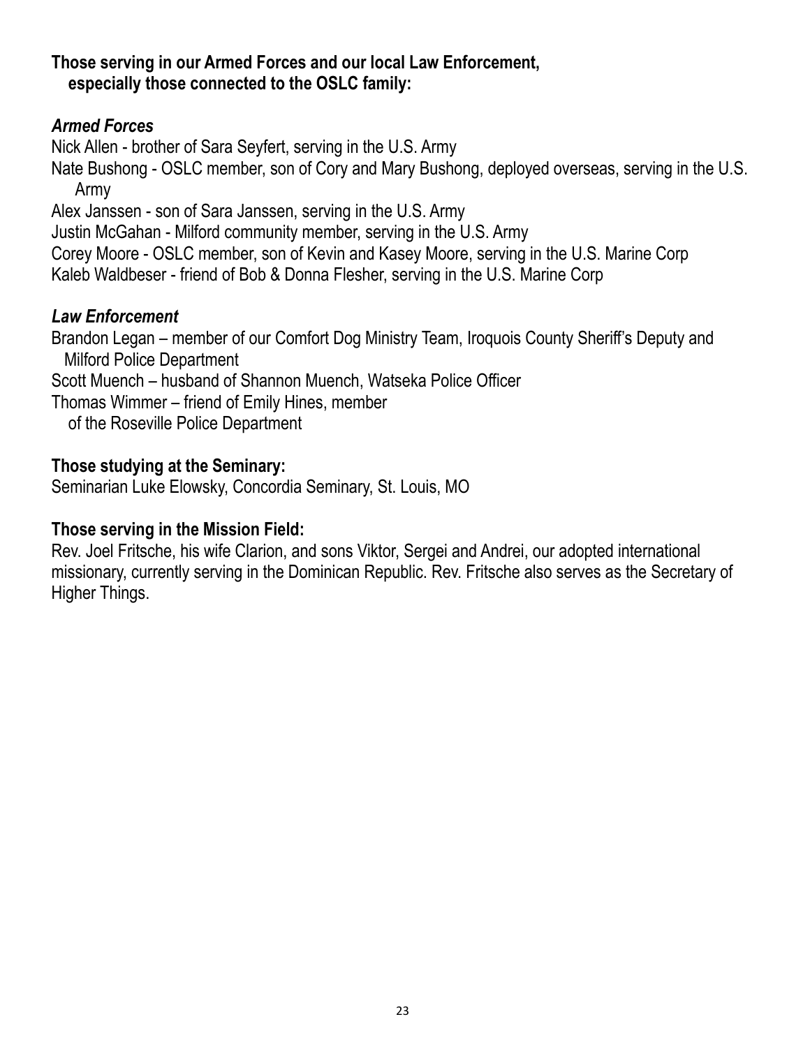**Those serving in our Armed Forces and our local Law Enforcement, especially those connected to the OSLC family:**

### *Armed Forces*

Nick Allen - brother of Sara Seyfert, serving in the U.S. Army
Nate Bushong - OSLC member, son of Cory and Mary Bushong, deployed overseas, serving in the U.S. Army
Alex Janssen - son of Sara Janssen, serving in the U.S. Army
Justin McGahan - Milford community member, serving in the U.S. Army
Corey Moore - OSLC member, son of Kevin and Kasey Moore, serving in the U.S. Marine Corp
Kaleb Waldbeser - friend of Bob & Donna Flesher, serving in the U.S. Marine Corp

### *Law Enforcement*

Brandon Legan – member of our Comfort Dog Ministry Team, Iroquois County Sheriff's Deputy and Milford Police Department
Scott Muench – husband of Shannon Muench, Watseka Police Officer
Thomas Wimmer – friend of Emily Hines, member of the Roseville Police Department

**Those studying at the Seminary:**
Seminarian Luke Elowsky, Concordia Seminary, St. Louis, MO

**Those serving in the Mission Field:**
Rev. Joel Fritsche, his wife Clarion, and sons Viktor, Sergei and Andrei, our adopted international missionary, currently serving in the Dominican Republic. Rev. Fritsche also serves as the Secretary of Higher Things.